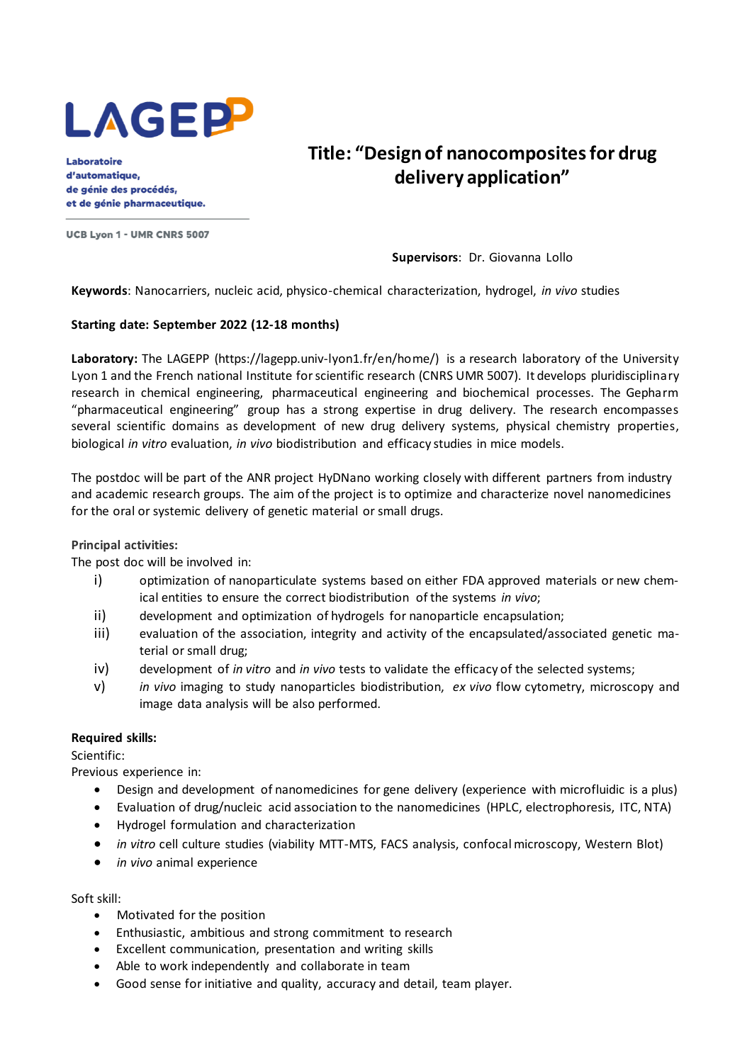LAGEPP

Laboratoire d'automatique, de génie des procédés, et de génie pharmaceutique.

UCB Lyon 1 - UMR CNRS 5007

# Title: "Design of nanocomposites for drug delivery application"

**Supervisors**: Dr. Giovanna Lollo

**Keywords**: Nanocarriers, nucleic acid, physico-chemical characterization, hydrogel, *in vivo* studies

**Starting date: September 2022 (12-18 months)**

**Laboratory:** The LAGEPP (https://lagepp.univ-lyon1.fr/en/home/) is a research laboratory of the University Lyon 1 and the French national Institute for scientific research (CNRS UMR 5007). It develops pluridisciplinary research in chemical engineering, pharmaceutical engineering and biochemical processes. The Gepharm "pharmaceutical engineering" group has a strong expertise in drug delivery. The research encompasses several scientific domains as development of new drug delivery systems, physical chemistry properties, biological *in vitro* evaluation, *in vivo* biodistribution and efficacy studies in mice models.

The postdoc will be part of the ANR project HyDNano working closely with different partners from industry and academic research groups. The aim of the project is to optimize and characterize novel nanomedicines for the oral or systemic delivery of genetic material or small drugs.

**Principal activities:**

The post doc will be involved in:

i) optimization of nanoparticulate systems based on either FDA approved materials or new chemical entities to ensure the correct biodistribution of the systems *in vivo*;
ii) development and optimization of hydrogels for nanoparticle encapsulation;
iii) evaluation of the association, integrity and activity of the encapsulated/associated genetic material or small drug;
iv) development of *in vitro* and *in vivo* tests to validate the efficacy of the selected systems;
v) *in vivo* imaging to study nanoparticles biodistribution, *ex vivo* flow cytometry, microscopy and image data analysis will be also performed.

**Required skills:**

Scientific:

Previous experience in:

- Design and development of nanomedicines for gene delivery (experience with microfluidic is a plus)
- Evaluation of drug/nucleic acid association to the nanomedicines (HPLC, electrophoresis, ITC, NTA)
- Hydrogel formulation and characterization
- *in vitro* cell culture studies (viability MTT-MTS, FACS analysis, confocal microscopy, Western Blot)
- *in vivo* animal experience

Soft skill:

- Motivated for the position
- Enthusiastic, ambitious and strong commitment to research
- Excellent communication, presentation and writing skills
- Able to work independently and collaborate in team
- Good sense for initiative and quality, accuracy and detail, team player.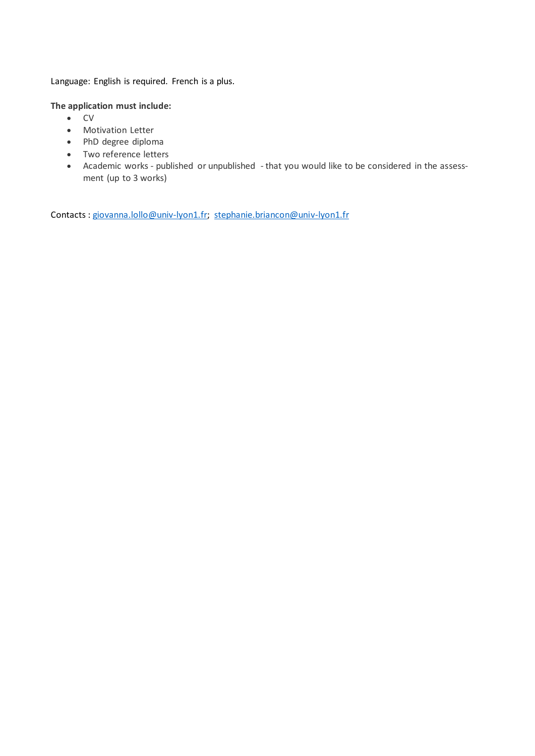Language: English is required. French is a plus.

**The application must include:**

- CV
- Motivation Letter
- PhD degree diploma
- Two reference letters
- Academic works - published or unpublished - that you would like to be considered in the assessment (up to 3 works)

Contacts : giovanna.lollo@univ-lyon1.fr; stephanie.briancon@univ-lyon1.fr